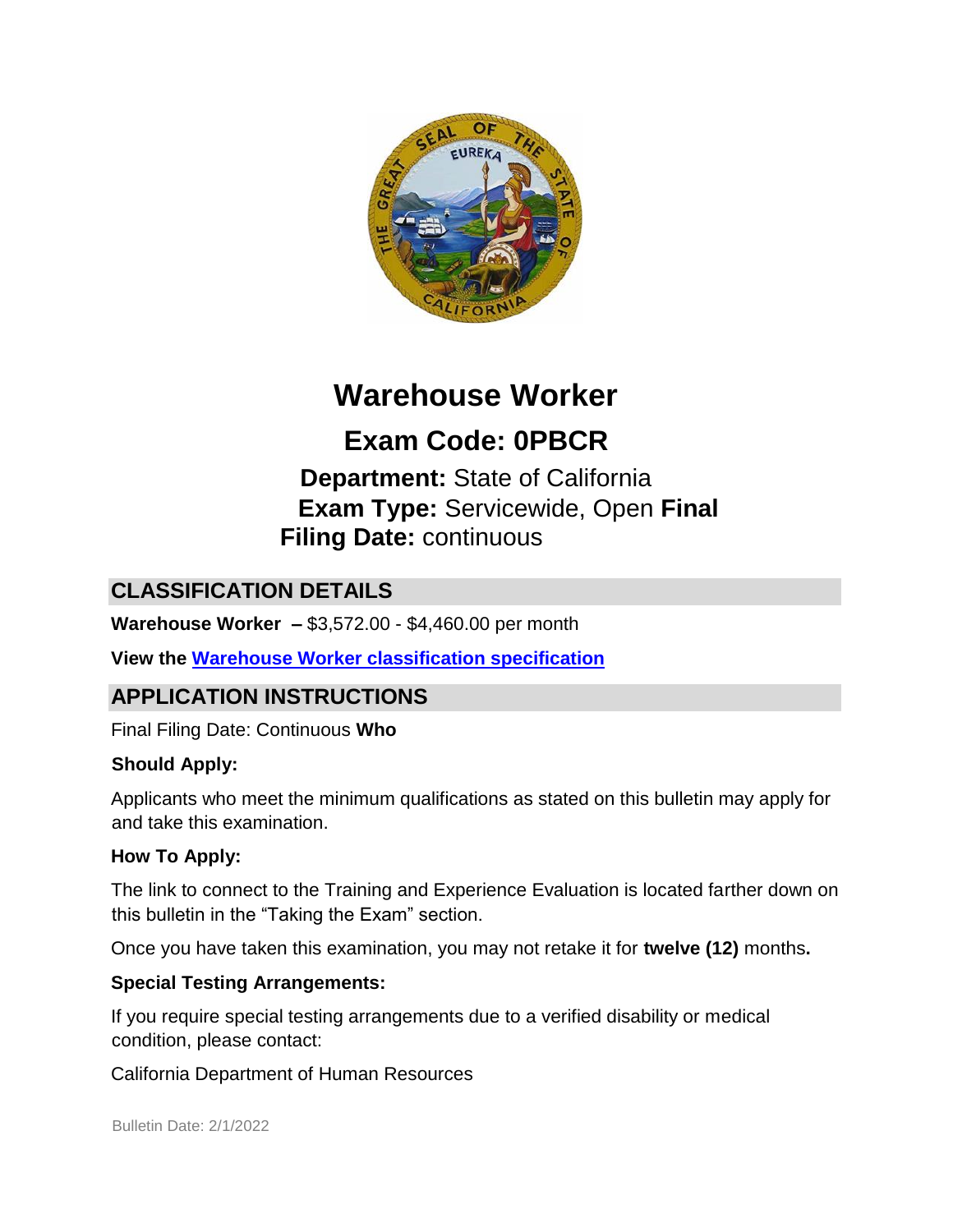# Warehouse Worker

## Exam Code: 0PBCR

**Department:** State of California
**Exam Type:** Servicewide, Open **Final Filing Date:** continuous

## CLASSIFICATION DETAILS

**Warehouse Worker –** $3,572.00 - $4,460.00 per month

**View the Warehouse Worker classification specification**

## APPLICATION INSTRUCTIONS

Final Filing Date: Continuous

**Who Should Apply:**

Applicants who meet the minimum qualifications as stated on this bulletin may apply for and take this examination.

**How To Apply:**

The link to connect to the Training and Experience Evaluation is located farther down on this bulletin in the "Taking the Exam" section.

Once you have taken this examination, you may not retake it for **twelve (12)** months**.**

**Special Testing Arrangements:**

If you require special testing arrangements due to a verified disability or medical condition, please contact:

California Department of Human Resources

Bulletin Date: 2/1/2022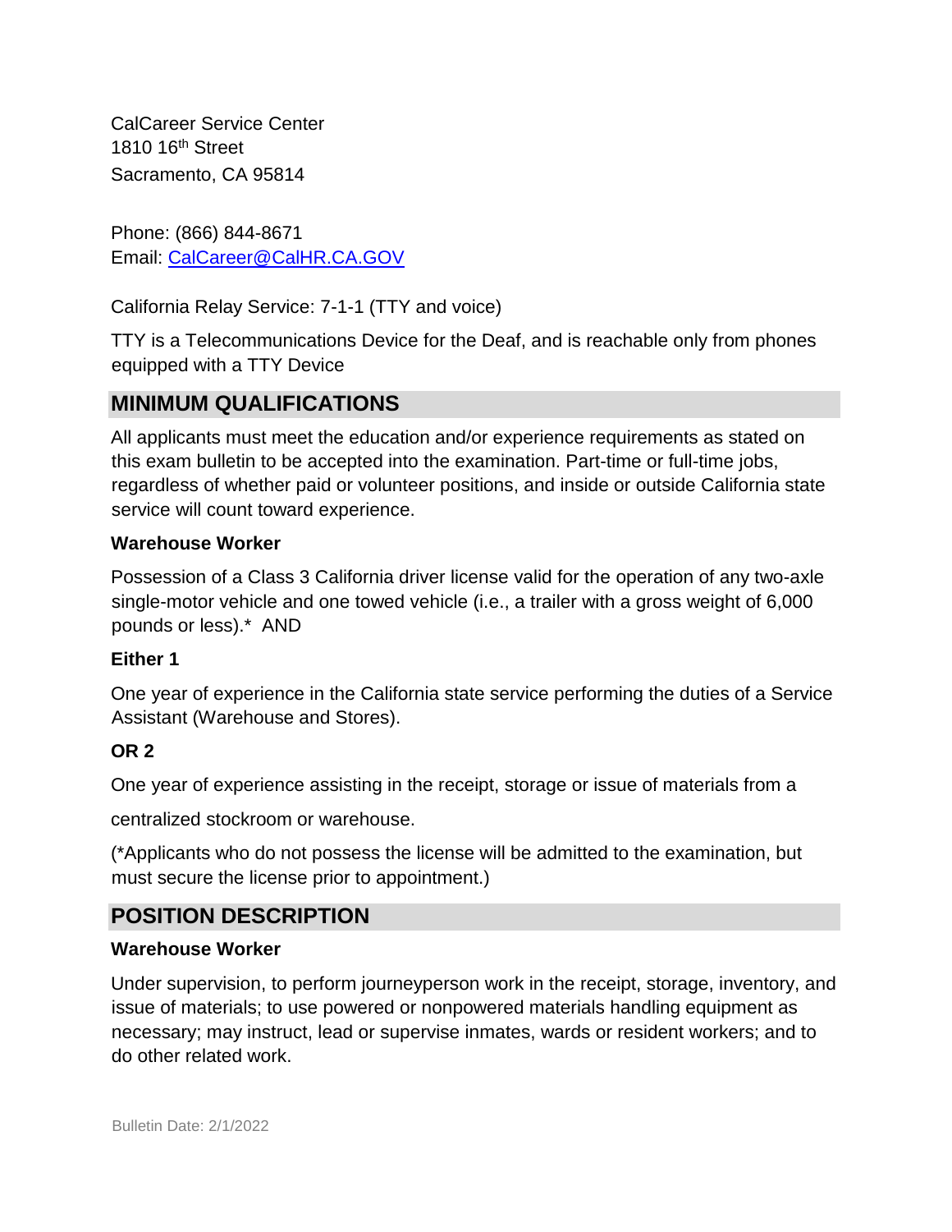CalCareer Service Center
1810 16th Street
Sacramento, CA 95814

Phone: (866) 844-8671
Email: CalCareer@CalHR.CA.GOV

California Relay Service: 7-1-1 (TTY and voice)

TTY is a Telecommunications Device for the Deaf, and is reachable only from phones equipped with a TTY Device

## MINIMUM QUALIFICATIONS

All applicants must meet the education and/or experience requirements as stated on this exam bulletin to be accepted into the examination. Part-time or full-time jobs, regardless of whether paid or volunteer positions, and inside or outside California state service will count toward experience.

**Warehouse Worker**

Possession of a Class 3 California driver license valid for the operation of any two-axle single-motor vehicle and one towed vehicle (i.e., a trailer with a gross weight of 6,000 pounds or less).* AND

**Either 1**

One year of experience in the California state service performing the duties of a Service Assistant (Warehouse and Stores).

**OR 2**

One year of experience assisting in the receipt, storage or issue of materials from a centralized stockroom or warehouse.

(*Applicants who do not possess the license will be admitted to the examination, but must secure the license prior to appointment.)

## POSITION DESCRIPTION

**Warehouse Worker**

Under supervision, to perform journeyperson work in the receipt, storage, inventory, and issue of materials; to use powered or nonpowered materials handling equipment as necessary; may instruct, lead or supervise inmates, wards or resident workers; and to do other related work.

Bulletin Date: 2/1/2022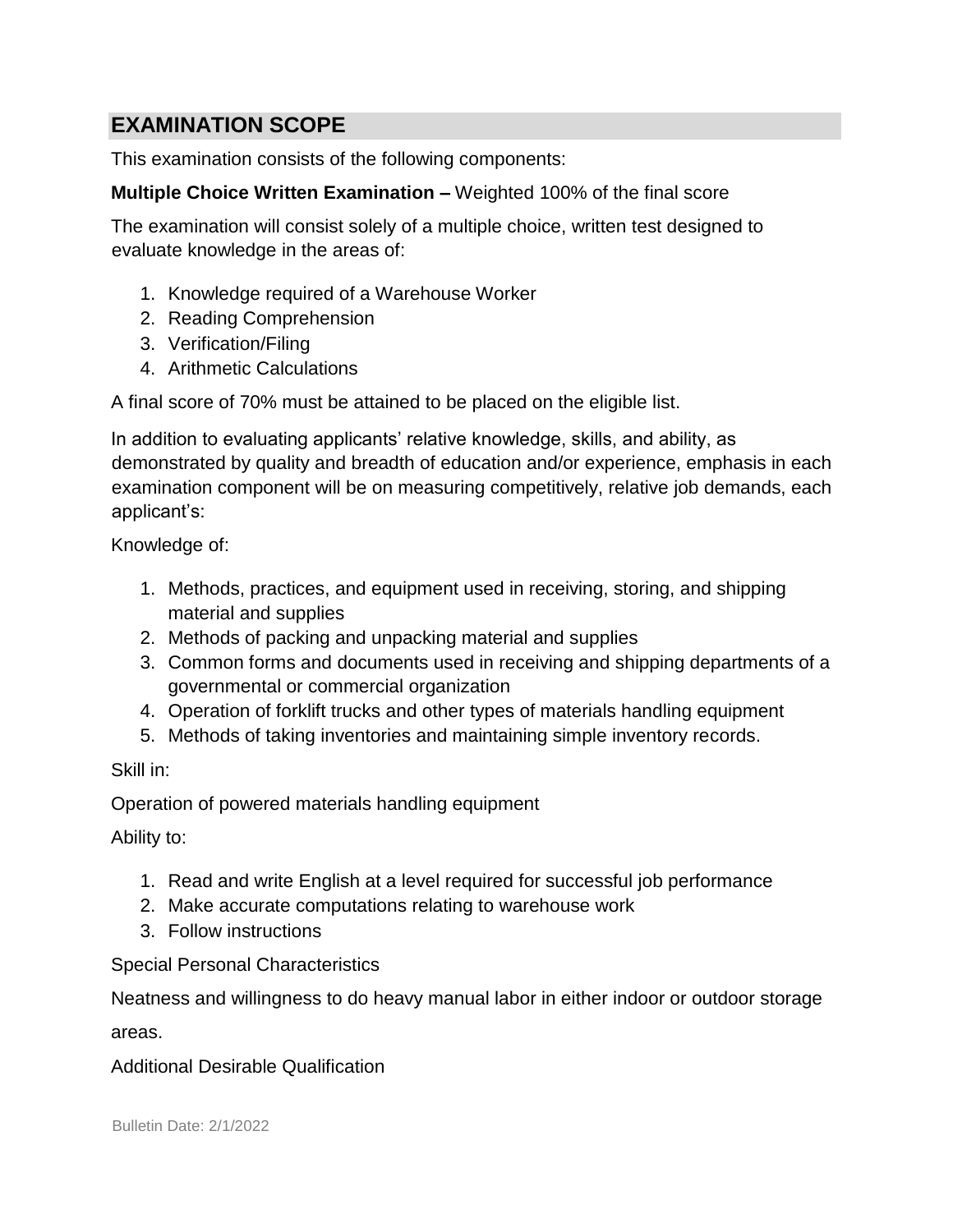## EXAMINATION SCOPE

This examination consists of the following components:

**Multiple Choice Written Examination –** Weighted 100% of the final score

The examination will consist solely of a multiple choice, written test designed to evaluate knowledge in the areas of:

1. Knowledge required of a Warehouse Worker
2. Reading Comprehension
3. Verification/Filing
4. Arithmetic Calculations

A final score of 70% must be attained to be placed on the eligible list.

In addition to evaluating applicants' relative knowledge, skills, and ability, as demonstrated by quality and breadth of education and/or experience, emphasis in each examination component will be on measuring competitively, relative job demands, each applicant's:

Knowledge of:

1. Methods, practices, and equipment used in receiving, storing, and shipping material and supplies
2. Methods of packing and unpacking material and supplies
3. Common forms and documents used in receiving and shipping departments of a governmental or commercial organization
4. Operation of forklift trucks and other types of materials handling equipment
5. Methods of taking inventories and maintaining simple inventory records.

Skill in:

Operation of powered materials handling equipment

Ability to:

1. Read and write English at a level required for successful job performance
2. Make accurate computations relating to warehouse work
3. Follow instructions

Special Personal Characteristics

Neatness and willingness to do heavy manual labor in either indoor or outdoor storage areas.

Additional Desirable Qualification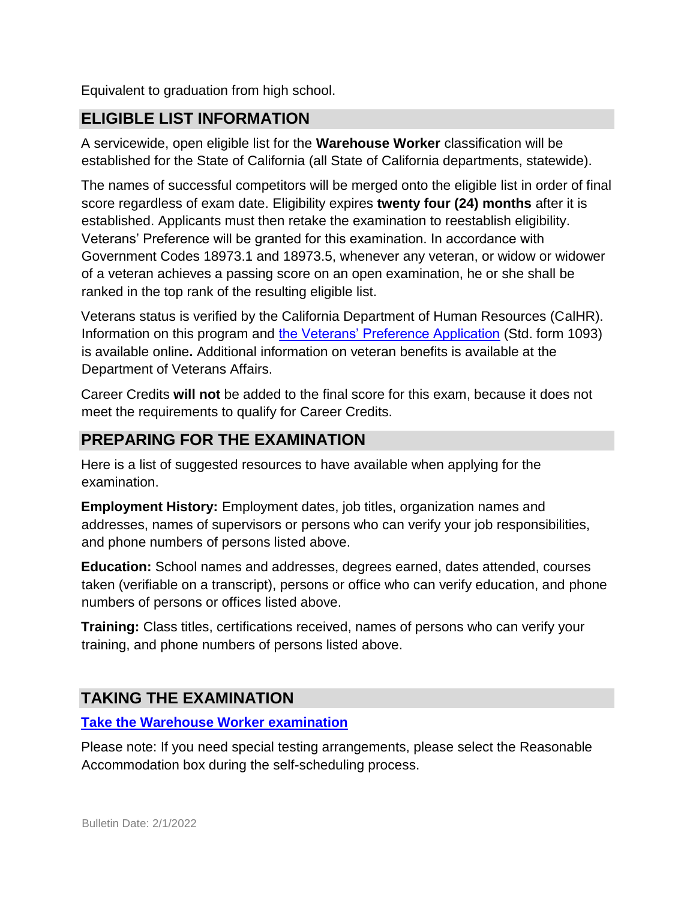Equivalent to graduation from high school.

## ELIGIBLE LIST INFORMATION

A servicewide, open eligible list for the **Warehouse Worker** classification will be established for the State of California (all State of California departments, statewide).

The names of successful competitors will be merged onto the eligible list in order of final score regardless of exam date. Eligibility expires **twenty four (24) months** after it is established. Applicants must then retake the examination to reestablish eligibility. Veterans' Preference will be granted for this examination. In accordance with Government Codes 18973.1 and 18973.5, whenever any veteran, or widow or widower of a veteran achieves a passing score on an open examination, he or she shall be ranked in the top rank of the resulting eligible list.

Veterans status is verified by the California Department of Human Resources (CalHR). Information on this program and the Veterans' Preference Application (Std. form 1093) is available online**.** Additional information on veteran benefits is available at the Department of Veterans Affairs.

Career Credits **will not** be added to the final score for this exam, because it does not meet the requirements to qualify for Career Credits.

## PREPARING FOR THE EXAMINATION

Here is a list of suggested resources to have available when applying for the examination.

**Employment History:** Employment dates, job titles, organization names and addresses, names of supervisors or persons who can verify your job responsibilities, and phone numbers of persons listed above.

**Education:** School names and addresses, degrees earned, dates attended, courses taken (verifiable on a transcript), persons or office who can verify education, and phone numbers of persons or offices listed above.

**Training:** Class titles, certifications received, names of persons who can verify your training, and phone numbers of persons listed above.

## TAKING THE EXAMINATION

**Take the Warehouse Worker examination**

Please note: If you need special testing arrangements, please select the Reasonable Accommodation box during the self-scheduling process.

Bulletin Date: 2/1/2022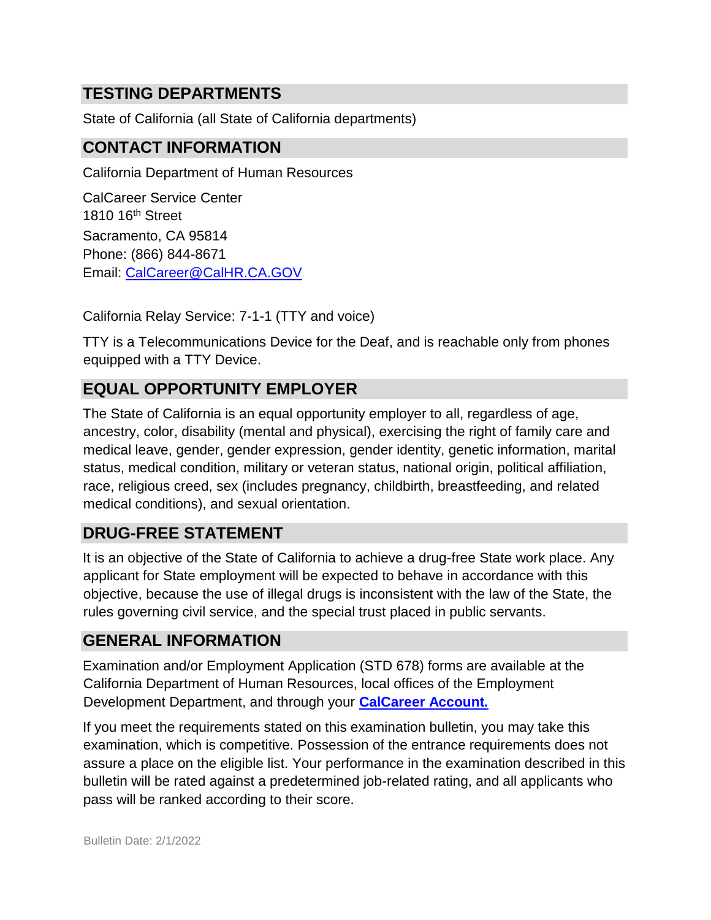## TESTING DEPARTMENTS

State of California (all State of California departments)

## CONTACT INFORMATION

California Department of Human Resources

CalCareer Service Center
1810 16th Street
Sacramento, CA 95814
Phone: (866) 844-8671
Email: CalCareer@CalHR.CA.GOV

California Relay Service: 7-1-1 (TTY and voice)

TTY is a Telecommunications Device for the Deaf, and is reachable only from phones equipped with a TTY Device.

## EQUAL OPPORTUNITY EMPLOYER

The State of California is an equal opportunity employer to all, regardless of age, ancestry, color, disability (mental and physical), exercising the right of family care and medical leave, gender, gender expression, gender identity, genetic information, marital status, medical condition, military or veteran status, national origin, political affiliation, race, religious creed, sex (includes pregnancy, childbirth, breastfeeding, and related medical conditions), and sexual orientation.

## DRUG-FREE STATEMENT

It is an objective of the State of California to achieve a drug-free State work place. Any applicant for State employment will be expected to behave in accordance with this objective, because the use of illegal drugs is inconsistent with the law of the State, the rules governing civil service, and the special trust placed in public servants.

## GENERAL INFORMATION

Examination and/or Employment Application (STD 678) forms are available at the California Department of Human Resources, local offices of the Employment Development Department, and through your **CalCareer Account.**

If you meet the requirements stated on this examination bulletin, you may take this examination, which is competitive. Possession of the entrance requirements does not assure a place on the eligible list. Your performance in the examination described in this bulletin will be rated against a predetermined job-related rating, and all applicants who pass will be ranked according to their score.

Bulletin Date: 2/1/2022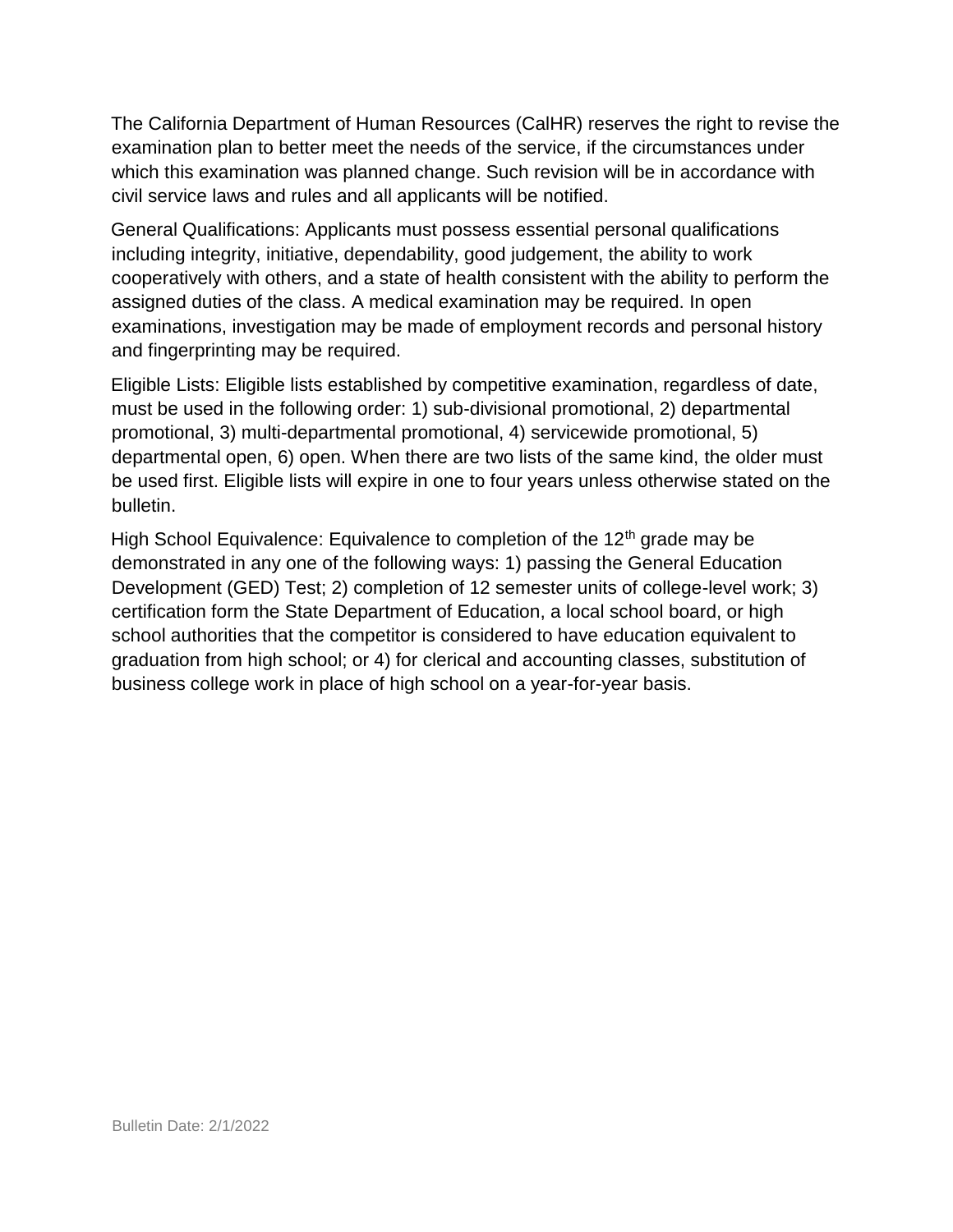The California Department of Human Resources (CalHR) reserves the right to revise the examination plan to better meet the needs of the service, if the circumstances under which this examination was planned change. Such revision will be in accordance with civil service laws and rules and all applicants will be notified.

General Qualifications: Applicants must possess essential personal qualifications including integrity, initiative, dependability, good judgement, the ability to work cooperatively with others, and a state of health consistent with the ability to perform the assigned duties of the class. A medical examination may be required. In open examinations, investigation may be made of employment records and personal history and fingerprinting may be required.

Eligible Lists: Eligible lists established by competitive examination, regardless of date, must be used in the following order: 1) sub-divisional promotional, 2) departmental promotional, 3) multi-departmental promotional, 4) servicewide promotional, 5) departmental open, 6) open. When there are two lists of the same kind, the older must be used first. Eligible lists will expire in one to four years unless otherwise stated on the bulletin.

High School Equivalence: Equivalence to completion of the 12th grade may be demonstrated in any one of the following ways: 1) passing the General Education Development (GED) Test; 2) completion of 12 semester units of college-level work; 3) certification form the State Department of Education, a local school board, or high school authorities that the competitor is considered to have education equivalent to graduation from high school; or 4) for clerical and accounting classes, substitution of business college work in place of high school on a year-for-year basis.

Bulletin Date: 2/1/2022